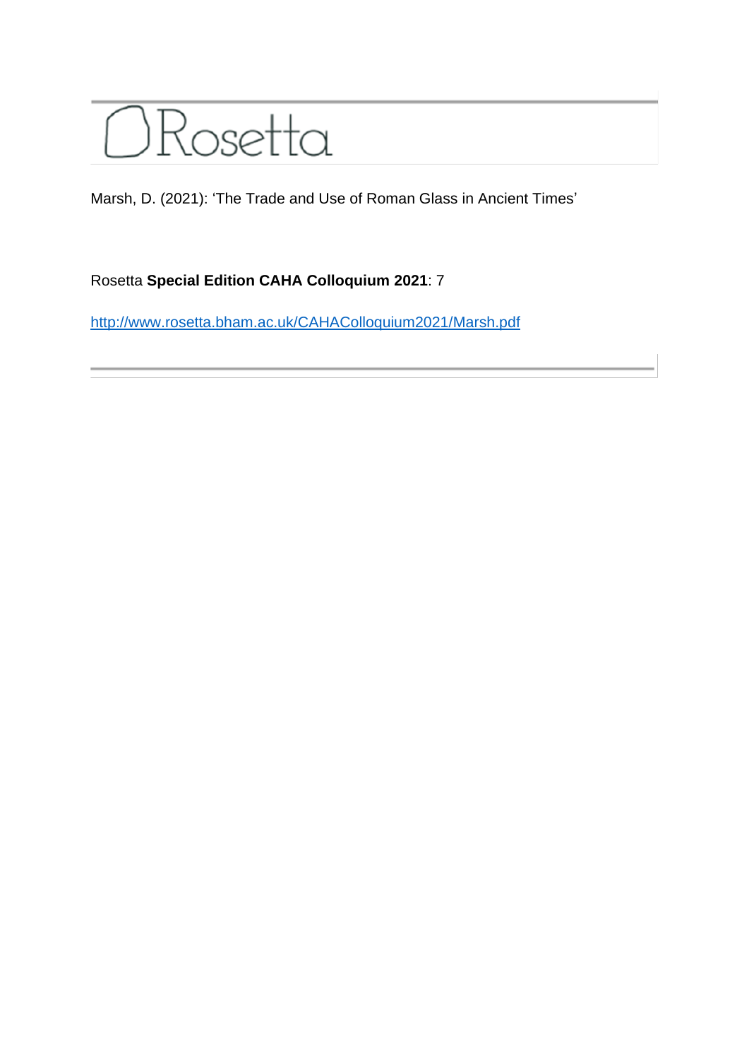# Rosetta

Marsh, D. (2021): 'The Trade and Use of Roman Glass in Ancient Times'

Rosetta **Special Edition CAHA Colloquium 2021**: 7

http://www.rosetta.bham.ac.uk/CAHAColloquium2021/Marsh.pdf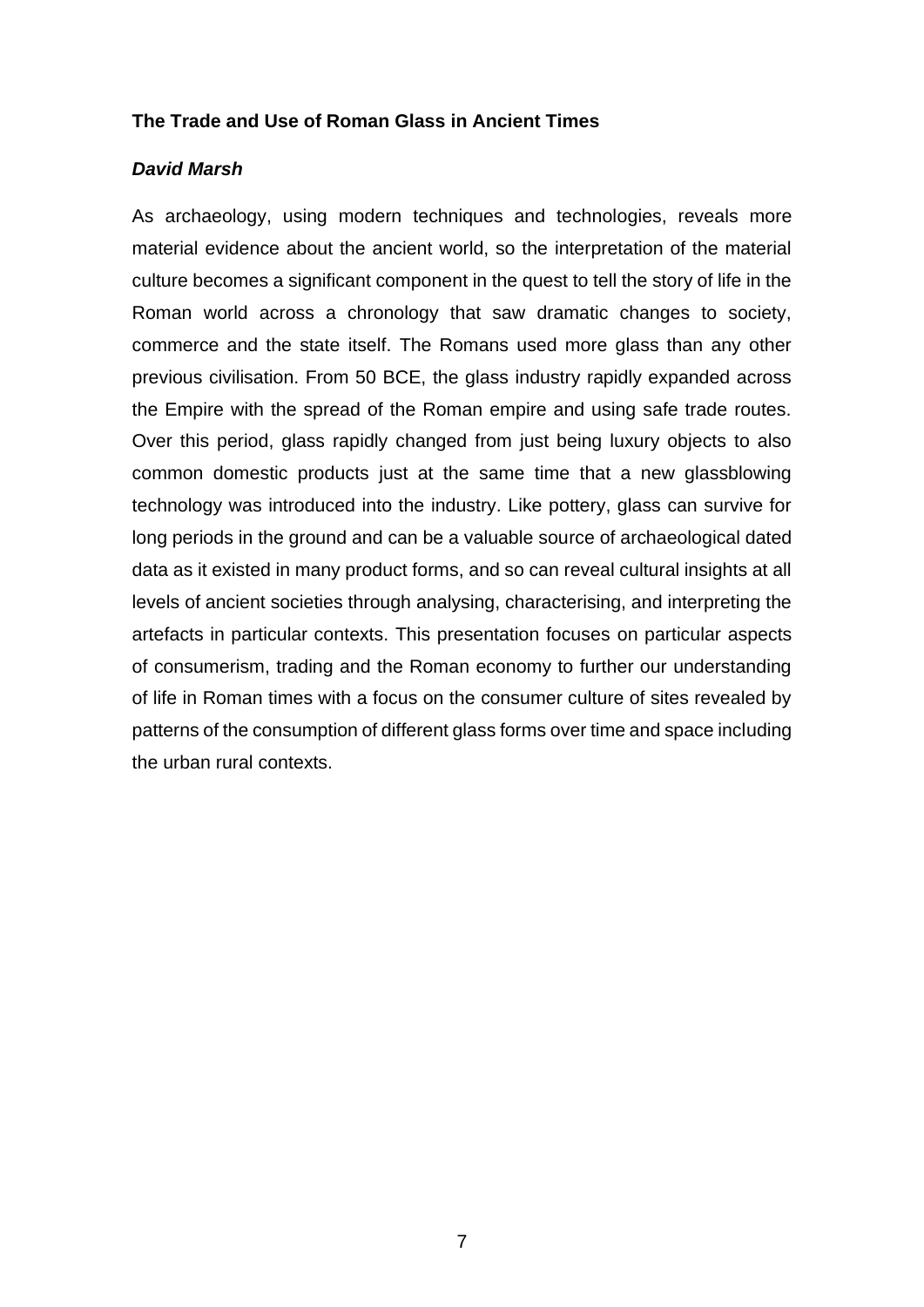**The Trade and Use of Roman Glass in Ancient Times**

***David Marsh***

As archaeology, using modern techniques and technologies, reveals more material evidence about the ancient world, so the interpretation of the material culture becomes a significant component in the quest to tell the story of life in the Roman world across a chronology that saw dramatic changes to society, commerce and the state itself. The Romans used more glass than any other previous civilisation. From 50 BCE, the glass industry rapidly expanded across the Empire with the spread of the Roman empire and using safe trade routes. Over this period, glass rapidly changed from just being luxury objects to also common domestic products just at the same time that a new glassblowing technology was introduced into the industry. Like pottery, glass can survive for long periods in the ground and can be a valuable source of archaeological dated data as it existed in many product forms, and so can reveal cultural insights at all levels of ancient societies through analysing, characterising, and interpreting the artefacts in particular contexts. This presentation focuses on particular aspects of consumerism, trading and the Roman economy to further our understanding of life in Roman times with a focus on the consumer culture of sites revealed by patterns of the consumption of different glass forms over time and space including the urban rural contexts.